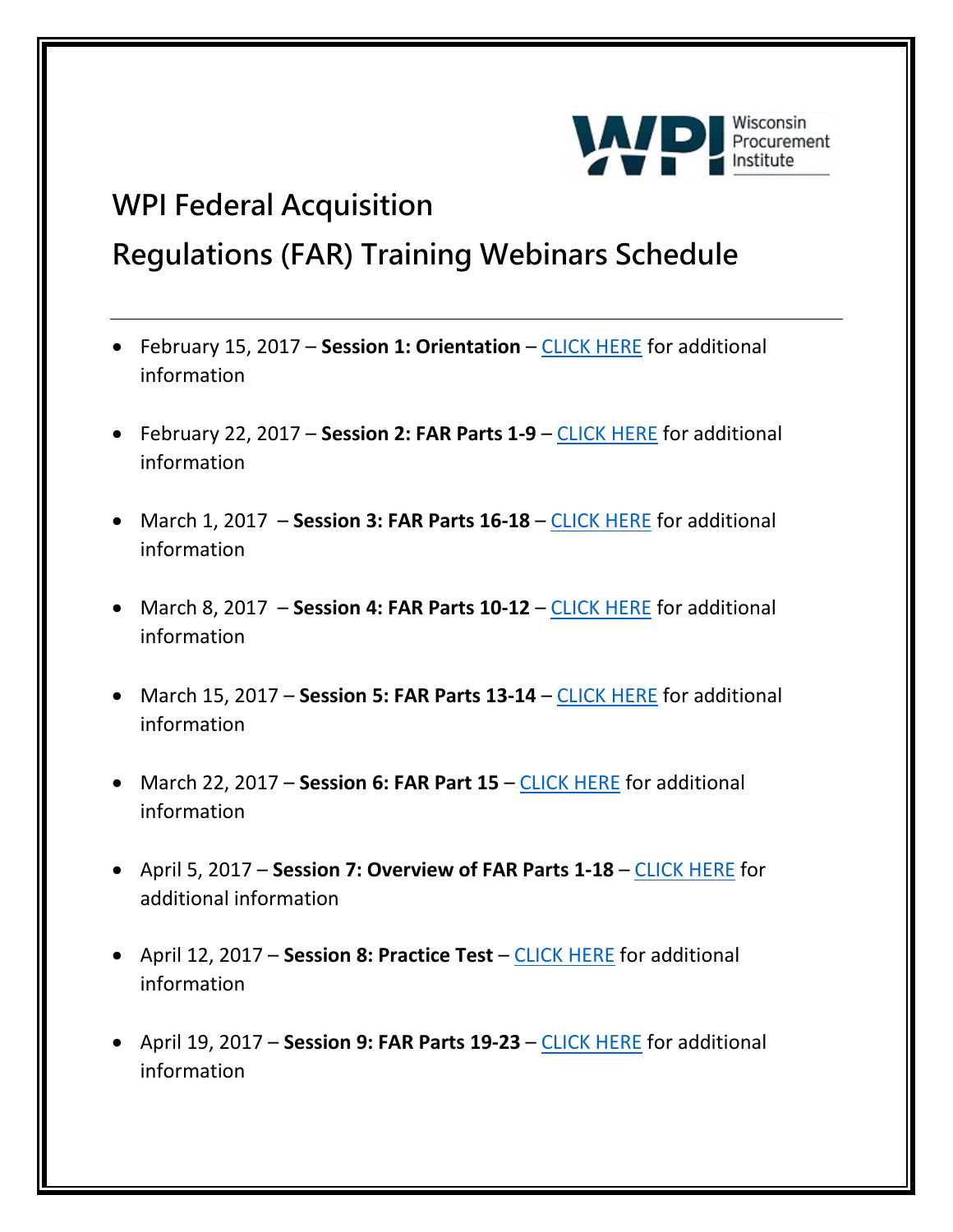# WPI Federal Acquisition Regulations (FAR) Training Webinars Schedule

---

- February 15, 2017 – **Session 1: Orientation** – CLICK HERE for additional information
- February 22, 2017 – **Session 2: FAR Parts 1-9** – CLICK HERE for additional information
- March 1, 2017 – **Session 3: FAR Parts 16-18** – CLICK HERE for additional information
- March 8, 2017 – **Session 4: FAR Parts 10-12** – CLICK HERE for additional information
- March 15, 2017 – **Session 5: FAR Parts 13-14** – CLICK HERE for additional information
- March 22, 2017 – **Session 6: FAR Part 15** – CLICK HERE for additional information
- April 5, 2017 – **Session 7: Overview of FAR Parts 1-18** – CLICK HERE for additional information
- April 12, 2017 – **Session 8: Practice Test** – CLICK HERE for additional information
- April 19, 2017 – **Session 9: FAR Parts 19-23** – CLICK HERE for additional information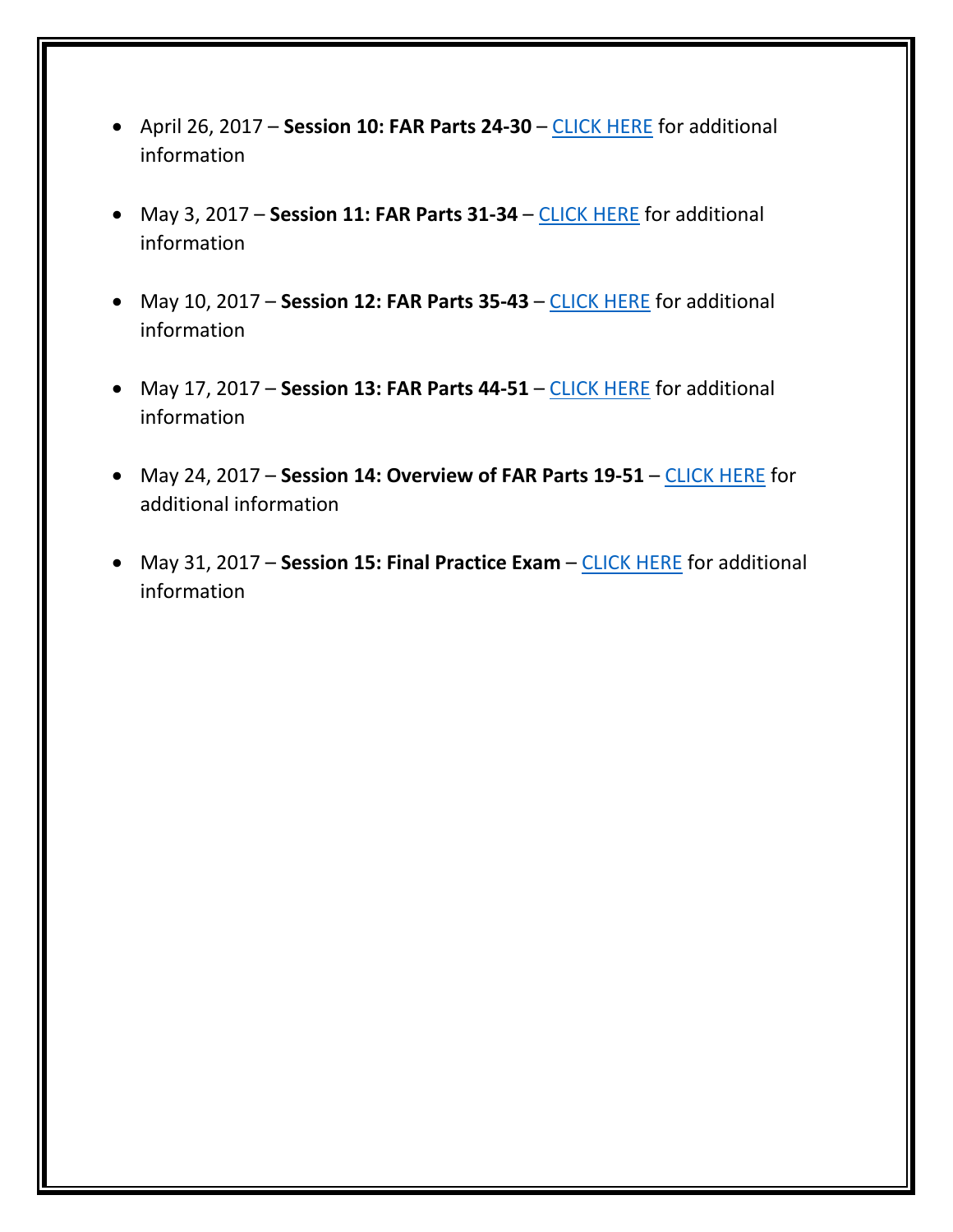- April 26, 2017 – **Session 10: FAR Parts 24-30** – CLICK HERE for additional information

- May 3, 2017 – **Session 11: FAR Parts 31-34** – CLICK HERE for additional information

- May 10, 2017 – **Session 12: FAR Parts 35-43** – CLICK HERE for additional information

- May 17, 2017 – **Session 13: FAR Parts 44-51** – CLICK HERE for additional information

- May 24, 2017 – **Session 14: Overview of FAR Parts 19-51** – CLICK HERE for additional information

- May 31, 2017 – **Session 15: Final Practice Exam** – CLICK HERE for additional information